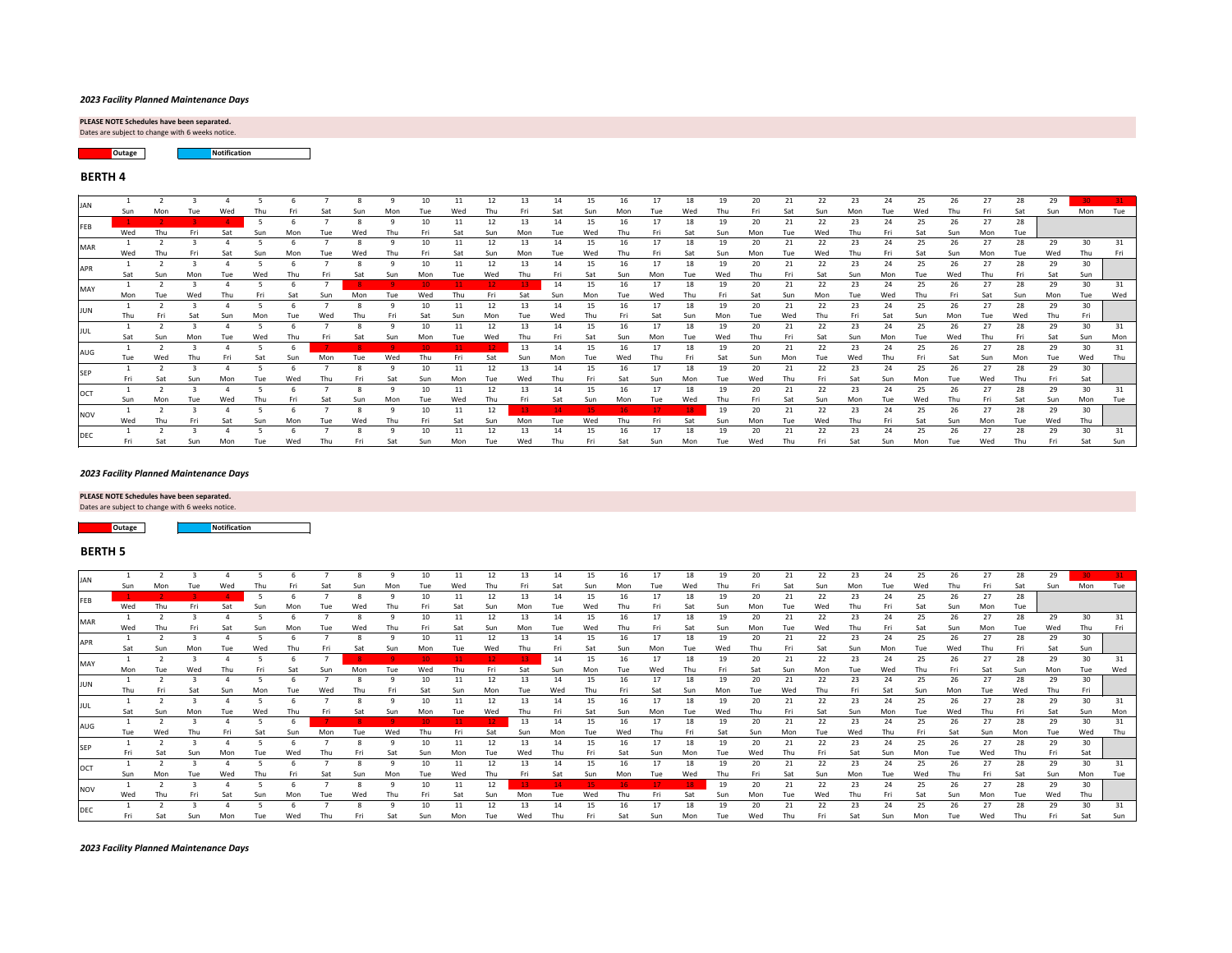*2023 Facility Planned Maintenance Days*

**PLEASE NOTE Schedules have been separated.**
Dates are subject to change with 6 weeks notice.

Legend: Outage (red) · Notification (blue). Outage days are shown in bold.

## BERTH 4

| | | | | | | | | | | | | | | | | | | | | | | | | | | | | | | | |
|---|---|---|---|---|---|---|---|---|---|---|---|---|---|---|---|---|---|---|---|---|---|---|---|---|---|---|---|---|---|---|---|
| JAN | 1 | 2 | 3 | 4 | 5 | 6 | 7 | 8 | 9 | 10 | 11 | 12 | 13 | 14 | 15 | 16 | 17 | 18 | 19 | 20 | 21 | 22 | 23 | 24 | 25 | 26 | 27 | 28 | 29 | **30** | **31** |
| | Sun | Mon | Tue | Wed | Thu | Fri | Sat | Sun | Mon | Tue | Wed | Thu | Fri | Sat | Sun | Mon | Tue | Wed | Thu | Fri | Sat | Sun | Mon | Tue | Wed | Thu | Fri | Sat | Sun | Mon | Tue |
| FEB | **1** | **2** | **3** | **4** | 5 | 6 | 7 | 8 | 9 | 10 | 11 | 12 | 13 | 14 | 15 | 16 | 17 | 18 | 19 | 20 | 21 | 22 | 23 | 24 | 25 | 26 | 27 | 28 | | | |
| | Wed | Thu | Fri | Sat | Sun | Mon | Tue | Wed | Thu | Fri | Sat | Sun | Mon | Tue | Wed | Thu | Fri | Sat | Sun | Mon | Tue | Wed | Thu | Fri | Sat | Sun | Mon | Tue | | | |
| MAR | 1 | 2 | 3 | 4 | 5 | 6 | 7 | 8 | 9 | 10 | 11 | 12 | 13 | 14 | 15 | 16 | 17 | 18 | 19 | 20 | 21 | 22 | 23 | 24 | 25 | 26 | 27 | 28 | 29 | 30 | 31 |
| | Wed | Thu | Fri | Sat | Sun | Mon | Tue | Wed | Thu | Fri | Sat | Sun | Mon | Tue | Wed | Thu | Fri | Sat | Sun | Mon | Tue | Wed | Thu | Fri | Sat | Sun | Mon | Tue | Wed | Thu | Fri |
| APR | 1 | 2 | 3 | 4 | 5 | 6 | 7 | 8 | 9 | 10 | 11 | 12 | 13 | 14 | 15 | 16 | 17 | 18 | 19 | 20 | 21 | 22 | 23 | 24 | 25 | 26 | 27 | 28 | 29 | 30 | |
| | Sat | Sun | Mon | Tue | Wed | Thu | Fri | Sat | Sun | Mon | Tue | Wed | Thu | Fri | Sat | Sun | Mon | Tue | Wed | Thu | Fri | Sat | Sun | Mon | Tue | Wed | Thu | Fri | Sat | Sun | |
| MAY | 1 | 2 | 3 | 4 | 5 | 6 | 7 | **8** | **9** | **10** | **11** | **12** | **13** | 14 | 15 | 16 | 17 | 18 | 19 | 20 | 21 | 22 | 23 | 24 | 25 | 26 | 27 | 28 | 29 | 30 | 31 |
| | Mon | Tue | Wed | Thu | Fri | Sat | Sun | Mon | Tue | Wed | Thu | Fri | Sat | Sun | Mon | Tue | Wed | Thu | Fri | Sat | Sun | Mon | Tue | Wed | Thu | Fri | Sat | Sun | Mon | Tue | Wed |
| JUN | 1 | 2 | 3 | 4 | 5 | 6 | 7 | 8 | 9 | 10 | 11 | 12 | 13 | 14 | 15 | 16 | 17 | 18 | 19 | 20 | 21 | 22 | 23 | 24 | 25 | 26 | 27 | 28 | 29 | 30 | |
| | Thu | Fri | Sat | Sun | Mon | Tue | Wed | Thu | Fri | Sat | Sun | Mon | Tue | Wed | Thu | Fri | Sat | Sun | Mon | Tue | Wed | Thu | Fri | Sat | Sun | Mon | Tue | Wed | Thu | Fri | |
| JUL | 1 | 2 | 3 | 4 | 5 | 6 | 7 | 8 | 9 | 10 | 11 | 12 | 13 | 14 | 15 | 16 | 17 | 18 | 19 | 20 | 21 | 22 | 23 | 24 | 25 | 26 | 27 | 28 | 29 | 30 | 31 |
| | Sat | Sun | Mon | Tue | Wed | Thu | Fri | Sat | Sun | Mon | Tue | Wed | Thu | Fri | Sat | Sun | Mon | Tue | Wed | Thu | Fri | Sat | Sun | Mon | Tue | Wed | Thu | Fri | Sat | Sun | Mon |
| AUG | 1 | 2 | 3 | 4 | 5 | 6 | **7** | **8** | **9** | **10** | **11** | **12** | 13 | 14 | 15 | 16 | 17 | 18 | 19 | 20 | 21 | 22 | 23 | 24 | 25 | 26 | 27 | 28 | 29 | 30 | 31 |
| | Tue | Wed | Thu | Fri | Sat | Sun | Mon | Tue | Wed | Thu | Fri | Sat | Sun | Mon | Tue | Wed | Thu | Fri | Sat | Sun | Mon | Tue | Wed | Thu | Fri | Sat | Sun | Mon | Tue | Wed | Thu |
| SEP | 1 | 2 | 3 | 4 | 5 | 6 | 7 | 8 | 9 | 10 | 11 | 12 | 13 | 14 | 15 | 16 | 17 | 18 | 19 | 20 | 21 | 22 | 23 | 24 | 25 | 26 | 27 | 28 | 29 | 30 | |
| | Fri | Sat | Sun | Mon | Tue | Wed | Thu | Fri | Sat | Sun | Mon | Tue | Wed | Thu | Fri | Sat | Sun | Mon | Tue | Wed | Thu | Fri | Sat | Sun | Mon | Tue | Wed | Thu | Fri | Sat | |
| OCT | 1 | 2 | 3 | 4 | 5 | 6 | 7 | 8 | 9 | 10 | 11 | 12 | 13 | 14 | 15 | 16 | 17 | 18 | 19 | 20 | 21 | 22 | 23 | 24 | 25 | 26 | 27 | 28 | 29 | 30 | 31 |
| | Sun | Mon | Tue | Wed | Thu | Fri | Sat | Sun | Mon | Tue | Wed | Thu | Fri | Sat | Sun | Mon | Tue | Wed | Thu | Fri | Sat | Sun | Mon | Tue | Wed | Thu | Fri | Sat | Sun | Mon | Tue |
| NOV | 1 | 2 | 3 | 4 | 5 | 6 | 7 | 8 | 9 | 10 | 11 | 12 | **13** | **14** | **15** | **16** | **17** | **18** | 19 | 20 | 21 | 22 | 23 | 24 | 25 | 26 | 27 | 28 | 29 | 30 | |
| | Wed | Thu | Fri | Sat | Sun | Mon | Tue | Wed | Thu | Fri | Sat | Sun | Mon | Tue | Wed | Thu | Fri | Sat | Sun | Mon | Tue | Wed | Thu | Fri | Sat | Sun | Mon | Tue | Wed | Thu | |
| DEC | 1 | 2 | 3 | 4 | 5 | 6 | 7 | 8 | 9 | 10 | 11 | 12 | 13 | 14 | 15 | 16 | 17 | 18 | 19 | 20 | 21 | 22 | 23 | 24 | 25 | 26 | 27 | 28 | 29 | 30 | 31 |
| | Fri | Sat | Sun | Mon | Tue | Wed | Thu | Fri | Sat | Sun | Mon | Tue | Wed | Thu | Fri | Sat | Sun | Mon | Tue | Wed | Thu | Fri | Sat | Sun | Mon | Tue | Wed | Thu | Fri | Sat | Sun |

*2023 Facility Planned Maintenance Days*

**PLEASE NOTE Schedules have been separated.**
Dates are subject to change with 6 weeks notice.

Legend: Outage (red) · Notification (blue). Outage days are shown in bold.

## BERTH 5

| | | | | | | | | | | | | | | | | | | | | | | | | | | | | | | | |
|---|---|---|---|---|---|---|---|---|---|---|---|---|---|---|---|---|---|---|---|---|---|---|---|---|---|---|---|---|---|---|---|
| JAN | 1 | 2 | 3 | 4 | 5 | 6 | 7 | 8 | 9 | 10 | 11 | 12 | 13 | 14 | 15 | 16 | 17 | 18 | 19 | 20 | 21 | 22 | 23 | 24 | 25 | 26 | 27 | 28 | 29 | **30** | **31** |
| | Sun | Mon | Tue | Wed | Thu | Fri | Sat | Sun | Mon | Tue | Wed | Thu | Fri | Sat | Sun | Mon | Tue | Wed | Thu | Fri | Sat | Sun | Mon | Tue | Wed | Thu | Fri | Sat | Sun | Mon | Tue |
| FEB | **1** | **2** | **3** | **4** | 5 | 6 | 7 | 8 | 9 | 10 | 11 | 12 | 13 | 14 | 15 | 16 | 17 | 18 | 19 | 20 | 21 | 22 | 23 | 24 | 25 | 26 | 27 | 28 | | | |
| | Wed | Thu | Fri | Sat | Sun | Mon | Tue | Wed | Thu | Fri | Sat | Sun | Mon | Tue | Wed | Thu | Fri | Sat | Sun | Mon | Tue | Wed | Thu | Fri | Sat | Sun | Mon | Tue | | | |
| MAR | 1 | 2 | 3 | 4 | 5 | 6 | 7 | 8 | 9 | 10 | 11 | 12 | 13 | 14 | 15 | 16 | 17 | 18 | 19 | 20 | 21 | 22 | 23 | 24 | 25 | 26 | 27 | 28 | 29 | 30 | 31 |
| | Wed | Thu | Fri | Sat | Sun | Mon | Tue | Wed | Thu | Fri | Sat | Sun | Mon | Tue | Wed | Thu | Fri | Sat | Sun | Mon | Tue | Wed | Thu | Fri | Sat | Sun | Mon | Tue | Wed | Thu | Fri |
| APR | 1 | 2 | 3 | 4 | 5 | 6 | 7 | 8 | 9 | 10 | 11 | 12 | 13 | 14 | 15 | 16 | 17 | 18 | 19 | 20 | 21 | 22 | 23 | 24 | 25 | 26 | 27 | 28 | 29 | 30 | |
| | Sat | Sun | Mon | Tue | Wed | Thu | Fri | Sat | Sun | Mon | Tue | Wed | Thu | Fri | Sat | Sun | Mon | Tue | Wed | Thu | Fri | Sat | Sun | Mon | Tue | Wed | Thu | Fri | Sat | Sun | |
| MAY | 1 | 2 | 3 | 4 | 5 | 6 | 7 | **8** | **9** | **10** | **11** | **12** | **13** | 14 | 15 | 16 | 17 | 18 | 19 | 20 | 21 | 22 | 23 | 24 | 25 | 26 | 27 | 28 | 29 | 30 | 31 |
| | Mon | Tue | Wed | Thu | Fri | Sat | Sun | Mon | Tue | Wed | Thu | Fri | Sat | Sun | Mon | Tue | Wed | Thu | Fri | Sat | Sun | Mon | Tue | Wed | Thu | Fri | Sat | Sun | Mon | Tue | Wed |
| JUN | 1 | 2 | 3 | 4 | 5 | 6 | 7 | 8 | 9 | 10 | 11 | 12 | 13 | 14 | 15 | 16 | 17 | 18 | 19 | 20 | 21 | 22 | 23 | 24 | 25 | 26 | 27 | 28 | 29 | 30 | |
| | Thu | Fri | Sat | Sun | Mon | Tue | Wed | Thu | Fri | Sat | Sun | Mon | Tue | Wed | Thu | Fri | Sat | Sun | Mon | Tue | Wed | Thu | Fri | Sat | Sun | Mon | Tue | Wed | Thu | Fri | |
| JUL | 1 | 2 | 3 | 4 | 5 | 6 | 7 | 8 | 9 | 10 | 11 | 12 | 13 | 14 | 15 | 16 | 17 | 18 | 19 | 20 | 21 | 22 | 23 | 24 | 25 | 26 | 27 | 28 | 29 | 30 | 31 |
| | Sat | Sun | Mon | Tue | Wed | Thu | Fri | Sat | Sun | Mon | Tue | Wed | Thu | Fri | Sat | Sun | Mon | Tue | Wed | Thu | Fri | Sat | Sun | Mon | Tue | Wed | Thu | Fri | Sat | Sun | Mon |
| AUG | 1 | 2 | 3 | 4 | 5 | 6 | **7** | **8** | **9** | **10** | **11** | **12** | 13 | 14 | 15 | 16 | 17 | 18 | 19 | 20 | 21 | 22 | 23 | 24 | 25 | 26 | 27 | 28 | 29 | 30 | 31 |
| | Tue | Wed | Thu | Fri | Sat | Sun | Mon | Tue | Wed | Thu | Fri | Sat | Sun | Mon | Tue | Wed | Thu | Fri | Sat | Sun | Mon | Tue | Wed | Thu | Fri | Sat | Sun | Mon | Tue | Wed | Thu |
| SEP | 1 | 2 | 3 | 4 | 5 | 6 | 7 | 8 | 9 | 10 | 11 | 12 | 13 | 14 | 15 | 16 | 17 | 18 | 19 | 20 | 21 | 22 | 23 | 24 | 25 | 26 | 27 | 28 | 29 | 30 | |
| | Fri | Sat | Sun | Mon | Tue | Wed | Thu | Fri | Sat | Sun | Mon | Tue | Wed | Thu | Fri | Sat | Sun | Mon | Tue | Wed | Thu | Fri | Sat | Sun | Mon | Tue | Wed | Thu | Fri | Sat | |
| OCT | 1 | 2 | 3 | 4 | 5 | 6 | 7 | 8 | 9 | 10 | 11 | 12 | 13 | 14 | 15 | 16 | 17 | 18 | 19 | 20 | 21 | 22 | 23 | 24 | 25 | 26 | 27 | 28 | 29 | 30 | 31 |
| | Sun | Mon | Tue | Wed | Thu | Fri | Sat | Sun | Mon | Tue | Wed | Thu | Fri | Sat | Sun | Mon | Tue | Wed | Thu | Fri | Sat | Sun | Mon | Tue | Wed | Thu | Fri | Sat | Sun | Mon | Tue |
| NOV | 1 | 2 | 3 | 4 | 5 | 6 | 7 | 8 | 9 | 10 | 11 | 12 | **13** | **14** | **15** | **16** | **17** | **18** | 19 | 20 | 21 | 22 | 23 | 24 | 25 | 26 | 27 | 28 | 29 | 30 | |
| | Wed | Thu | Fri | Sat | Sun | Mon | Tue | Wed | Thu | Fri | Sat | Sun | Mon | Tue | Wed | Thu | Fri | Sat | Sun | Mon | Tue | Wed | Thu | Fri | Sat | Sun | Mon | Tue | Wed | Thu | |
| DEC | 1 | 2 | 3 | 4 | 5 | 6 | 7 | 8 | 9 | 10 | 11 | 12 | 13 | 14 | 15 | 16 | 17 | 18 | 19 | 20 | 21 | 22 | 23 | 24 | 25 | 26 | 27 | 28 | 29 | 30 | 31 |
| | Fri | Sat | Sun | Mon | Tue | Wed | Thu | Fri | Sat | Sun | Mon | Tue | Wed | Thu | Fri | Sat | Sun | Mon | Tue | Wed | Thu | Fri | Sat | Sun | Mon | Tue | Wed | Thu | Fri | Sat | Sun |

*2023 Facility Planned Maintenance Days*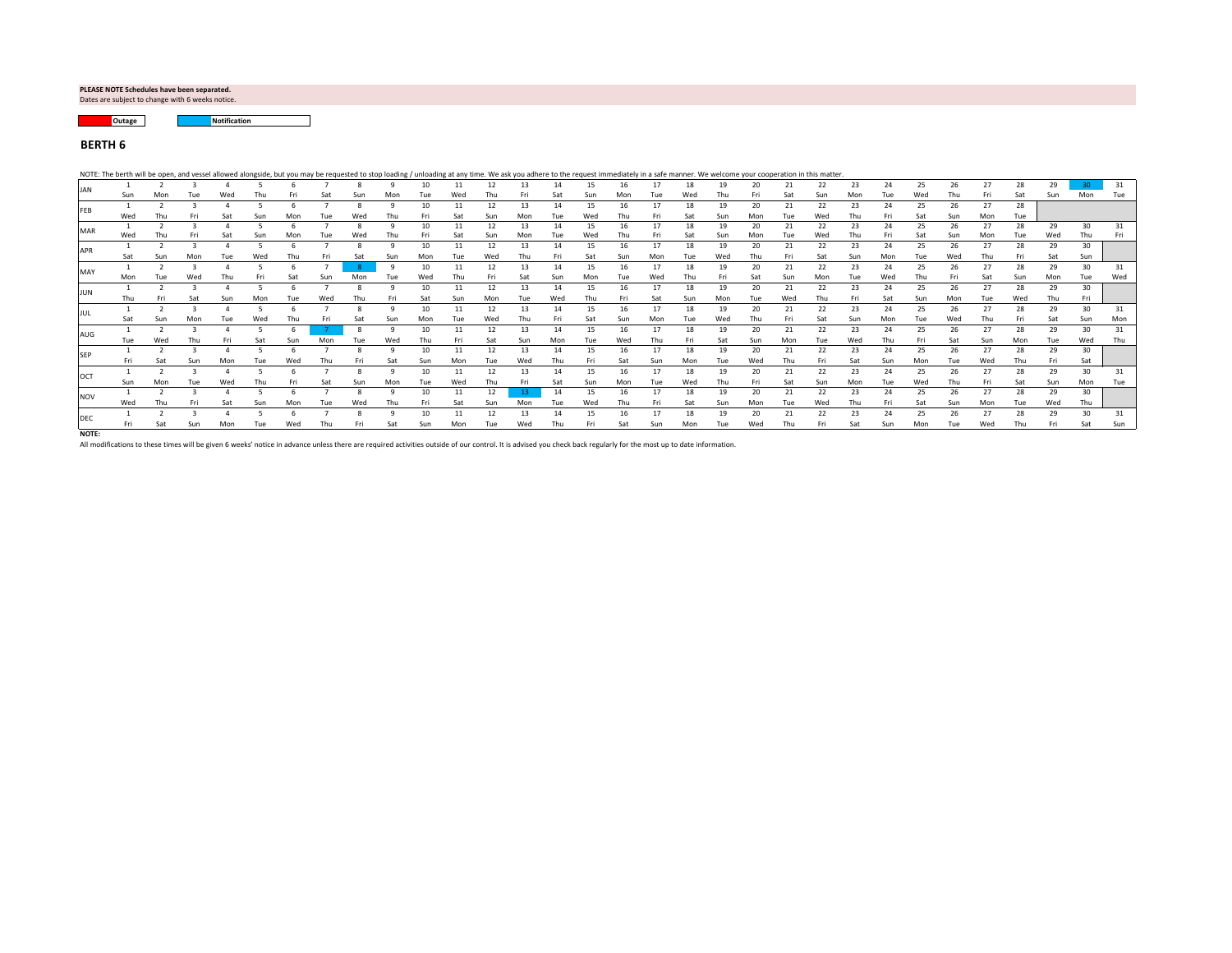**PLEASE NOTE Schedules have been separated.**
Dates are subject to change with 6 weeks notice.

| | |
|---|---|
| Outage | Notification |

## BERTH 6

NOTE: The berth will be open, and vessel allowed alongside, but you may be requested to stop loading / unloading at any time. We ask you adhere to the request immediately in a safe manner. We welcome your cooperation in this matter.

| | | | | | | | | | | | | | | | | | | | | | | | | | | | | | | | |
|---|---|---|---|---|---|---|---|---|---|---|---|---|---|---|---|---|---|---|---|---|---|---|---|---|---|---|---|---|---|---|---|
| JAN | 1 | 2 | 3 | 4 | 5 | 6 | 7 | 8 | 9 | 10 | 11 | 12 | 13 | 14 | 15 | 16 | 17 | 18 | 19 | 20 | 21 | 22 | 23 | 24 | 25 | 26 | 27 | 28 | 29 | 30 | 31 |
| | Sun | Mon | Tue | Wed | Thu | Fri | Sat | Sun | Mon | Tue | Wed | Thu | Fri | Sat | Sun | Mon | Tue | Wed | Thu | Fri | Sat | Sun | Mon | Tue | Wed | Thu | Fri | Sat | Sun | Mon | Tue |
| FEB | 1 | 2 | 3 | 4 | 5 | 6 | 7 | 8 | 9 | 10 | 11 | 12 | 13 | 14 | 15 | 16 | 17 | 18 | 19 | 20 | 21 | 22 | 23 | 24 | 25 | 26 | 27 | 28 | | | |
| | Wed | Thu | Fri | Sat | Sun | Mon | Tue | Wed | Thu | Fri | Sat | Sun | Mon | Tue | Wed | Thu | Fri | Sat | Sun | Mon | Tue | Wed | Thu | Fri | Sat | Sun | Mon | Tue | | | |
| MAR | 1 | 2 | 3 | 4 | 5 | 6 | 7 | 8 | 9 | 10 | 11 | 12 | 13 | 14 | 15 | 16 | 17 | 18 | 19 | 20 | 21 | 22 | 23 | 24 | 25 | 26 | 27 | 28 | 29 | 30 | 31 |
| | Wed | Thu | Fri | Sat | Sun | Mon | Tue | Wed | Thu | Fri | Sat | Sun | Mon | Tue | Wed | Thu | Fri | Sat | Sun | Mon | Tue | Wed | Thu | Fri | Sat | Sun | Mon | Tue | Wed | Thu | Fri |
| APR | 1 | 2 | 3 | 4 | 5 | 6 | 7 | 8 | 9 | 10 | 11 | 12 | 13 | 14 | 15 | 16 | 17 | 18 | 19 | 20 | 21 | 22 | 23 | 24 | 25 | 26 | 27 | 28 | 29 | 30 | |
| | Sat | Sun | Mon | Tue | Wed | Thu | Fri | Sat | Sun | Mon | Tue | Wed | Thu | Fri | Sat | Sun | Mon | Tue | Wed | Thu | Fri | Sat | Sun | Mon | Tue | Wed | Thu | Fri | Sat | Sun | |
| MAY | 1 | 2 | 3 | 4 | 5 | 6 | 7 | 8 | 9 | 10 | 11 | 12 | 13 | 14 | 15 | 16 | 17 | 18 | 19 | 20 | 21 | 22 | 23 | 24 | 25 | 26 | 27 | 28 | 29 | 30 | 31 |
| | Mon | Tue | Wed | Thu | Fri | Sat | Sun | Mon | Tue | Wed | Thu | Fri | Sat | Sun | Mon | Tue | Wed | Thu | Fri | Sat | Sun | Mon | Tue | Wed | Thu | Fri | Sat | Sun | Mon | Tue | Wed |
| JUN | 1 | 2 | 3 | 4 | 5 | 6 | 7 | 8 | 9 | 10 | 11 | 12 | 13 | 14 | 15 | 16 | 17 | 18 | 19 | 20 | 21 | 22 | 23 | 24 | 25 | 26 | 27 | 28 | 29 | 30 | |
| | Thu | Fri | Sat | Sun | Mon | Tue | Wed | Thu | Fri | Sat | Sun | Mon | Tue | Wed | Thu | Fri | Sat | Sun | Mon | Tue | Wed | Thu | Fri | Sat | Sun | Mon | Tue | Wed | Thu | Fri | |
| JUL | 1 | 2 | 3 | 4 | 5 | 6 | 7 | 8 | 9 | 10 | 11 | 12 | 13 | 14 | 15 | 16 | 17 | 18 | 19 | 20 | 21 | 22 | 23 | 24 | 25 | 26 | 27 | 28 | 29 | 30 | 31 |
| | Sat | Sun | Mon | Tue | Wed | Thu | Fri | Sat | Sun | Mon | Tue | Wed | Thu | Fri | Sat | Sun | Mon | Tue | Wed | Thu | Fri | Sat | Sun | Mon | Tue | Wed | Thu | Fri | Sat | Sun | Mon |
| AUG | 1 | 2 | 3 | 4 | 5 | 6 | 7 | 8 | 9 | 10 | 11 | 12 | 13 | 14 | 15 | 16 | 17 | 18 | 19 | 20 | 21 | 22 | 23 | 24 | 25 | 26 | 27 | 28 | 29 | 30 | 31 |
| | Tue | Wed | Thu | Fri | Sat | Sun | Mon | Tue | Wed | Thu | Fri | Sat | Sun | Mon | Tue | Wed | Thu | Fri | Sat | Sun | Mon | Tue | Wed | Thu | Fri | Sat | Sun | Mon | Tue | Wed | Thu |
| SEP | 1 | 2 | 3 | 4 | 5 | 6 | 7 | 8 | 9 | 10 | 11 | 12 | 13 | 14 | 15 | 16 | 17 | 18 | 19 | 20 | 21 | 22 | 23 | 24 | 25 | 26 | 27 | 28 | 29 | 30 | |
| | Fri | Sat | Sun | Mon | Tue | Wed | Thu | Fri | Sat | Sun | Mon | Tue | Wed | Thu | Fri | Sat | Sun | Mon | Tue | Wed | Thu | Fri | Sat | Sun | Mon | Tue | Wed | Thu | Fri | Sat | |
| OCT | 1 | 2 | 3 | 4 | 5 | 6 | 7 | 8 | 9 | 10 | 11 | 12 | 13 | 14 | 15 | 16 | 17 | 18 | 19 | 20 | 21 | 22 | 23 | 24 | 25 | 26 | 27 | 28 | 29 | 30 | 31 |
| | Sun | Mon | Tue | Wed | Thu | Fri | Sat | Sun | Mon | Tue | Wed | Thu | Fri | Sat | Sun | Mon | Tue | Wed | Thu | Fri | Sat | Sun | Mon | Tue | Wed | Thu | Fri | Sat | Sun | Mon | Tue |
| NOV | 1 | 2 | 3 | 4 | 5 | 6 | 7 | 8 | 9 | 10 | 11 | 12 | 13 | 14 | 15 | 16 | 17 | 18 | 19 | 20 | 21 | 22 | 23 | 24 | 25 | 26 | 27 | 28 | 29 | 30 | |
| | Wed | Thu | Fri | Sat | Sun | Mon | Tue | Wed | Thu | Fri | Sat | Sun | Mon | Tue | Wed | Thu | Fri | Sat | Sun | Mon | Tue | Wed | Thu | Fri | Sat | Sun | Mon | Tue | Wed | Thu | |
| DEC | 1 | 2 | 3 | 4 | 5 | 6 | 7 | 8 | 9 | 10 | 11 | 12 | 13 | 14 | 15 | 16 | 17 | 18 | 19 | 20 | 21 | 22 | 23 | 24 | 25 | 26 | 27 | 28 | 29 | 30 | 31 |
| | Fri | Sat | Sun | Mon | Tue | Wed | Thu | Fri | Sat | Sun | Mon | Tue | Wed | Thu | Fri | Sat | Sun | Mon | Tue | Wed | Thu | Fri | Sat | Sun | Mon | Tue | Wed | Thu | Fri | Sat | Sun |

**NOTE:**

All modifications to these times will be given 6 weeks' notice in advance unless there are required activities outside of our control. It is advised you check back regularly for the most up to date information.